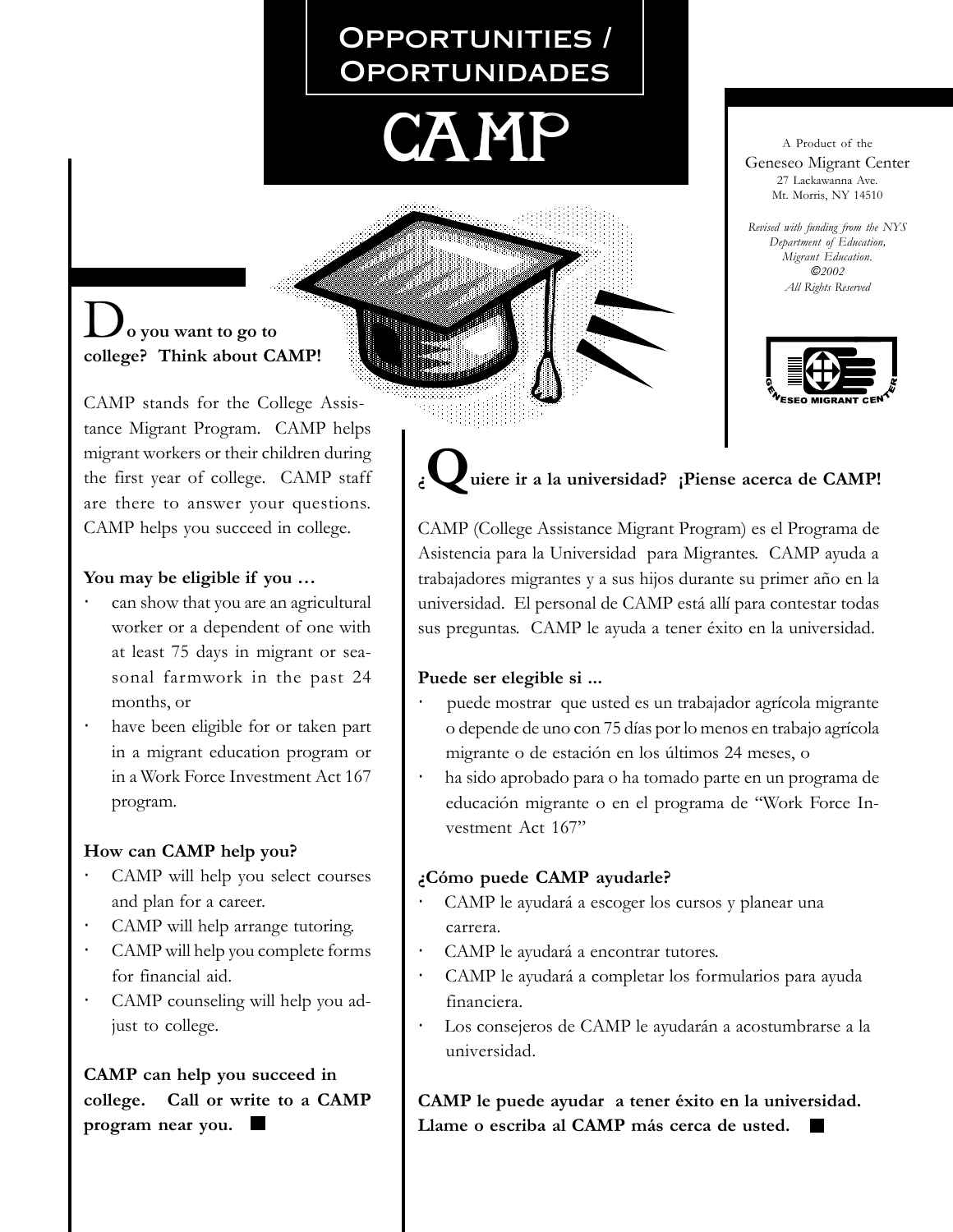# Opportunities / Oportunidades

# CAMP

A Product of the
Geneseo Migrant Center
27 Lackawanna Ave.
Mt. Morris, NY 14510

*Revised with funding from the NYS Department of Education, Migrant Education.*
*©2002*
*All Rights Reserved*

GENESEO MIGRANT CENTER

## Do you want to go to college? Think about CAMP!

CAMP stands for the College Assistance Migrant Program. CAMP helps migrant workers or their children during the first year of college. CAMP staff are there to answer your questions. CAMP helps you succeed in college.

**You may be eligible if you …**

- can show that you are an agricultural worker or a dependent of one with at least 75 days in migrant or seasonal farmwork in the past 24 months, or
- have been eligible for or taken part in a migrant education program or in a Work Force Investment Act 167 program.

**How can CAMP help you?**

- CAMP will help you select courses and plan for a career.
- CAMP will help arrange tutoring.
- CAMP will help you complete forms for financial aid.
- CAMP counseling will help you adjust to college.

**CAMP can help you succeed in college. Call or write to a CAMP program near you.**

## ¿Quiere ir a la universidad? ¡Piense acerca de CAMP!

CAMP (College Assistance Migrant Program) es el Programa de Asistencia para la Universidad para Migrantes. CAMP ayuda a trabajadores migrantes y a sus hijos durante su primer año en la universidad. El personal de CAMP está allí para contestar todas sus preguntas. CAMP le ayuda a tener éxito en la universidad.

**Puede ser elegible si ...**

- puede mostrar que usted es un trabajador agrícola migrante o depende de uno con 75 días por lo menos en trabajo agrícola migrante o de estación en los últimos 24 meses, o
- ha sido aprobado para o ha tomado parte en un programa de educación migrante o en el programa de "Work Force Investment Act 167"

**¿Cómo puede CAMP ayudarle?**

- CAMP le ayudará a escoger los cursos y planear una carrera.
- CAMP le ayudará a encontrar tutores.
- CAMP le ayudará a completar los formularios para ayuda financiera.
- Los consejeros de CAMP le ayudarán a acostumbrarse a la universidad.

**CAMP le puede ayudar a tener éxito en la universidad. Llame o escriba al CAMP más cerca de usted.**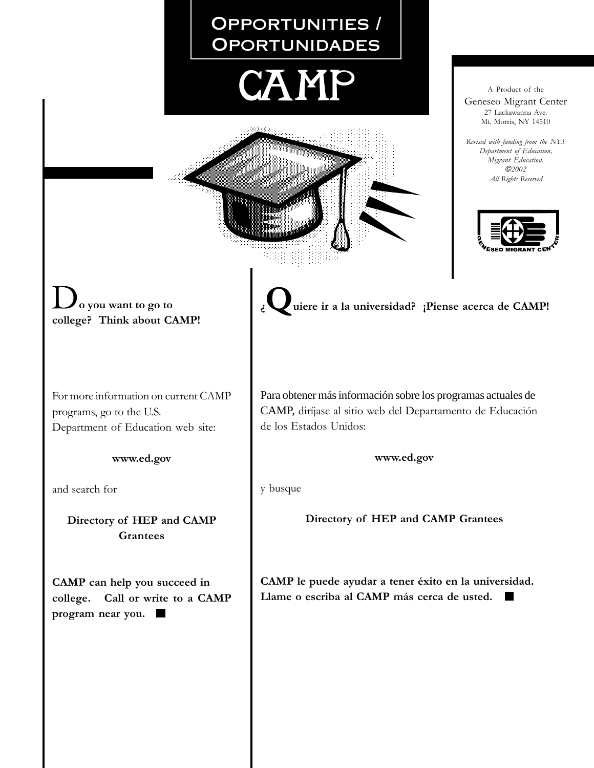# Opportunities / Oportunidades

# CAMP

A Product of the
Geneseo Migrant Center
27 Lackawanna Ave.
Mt. Morris, NY 14510

*Revised with funding from the NYS Department of Education, Migrant Education.*
*©2002*
*All Rights Reserved*

GENESEO MIGRANT CENTER

**Do you want to go to college? Think about CAMP!**

For more information on current CAMP programs, go to the U.S. Department of Education web site:

**www.ed.gov**

and search for

**Directory of HEP and CAMP Grantees**

**CAMP can help you succeed in college. Call or write to a CAMP program near you.** ■

**¿Quiere ir a la universidad? ¡Piense acerca de CAMP!**

Para obtener más información sobre los programas actuales de CAMP, diríjase al sitio web del Departamento de Educación de los Estados Unidos:

**www.ed.gov**

y busque

**Directory of HEP and CAMP Grantees**

**CAMP le puede ayudar a tener éxito en la universidad. Llame o escriba al CAMP más cerca de usted.** ■